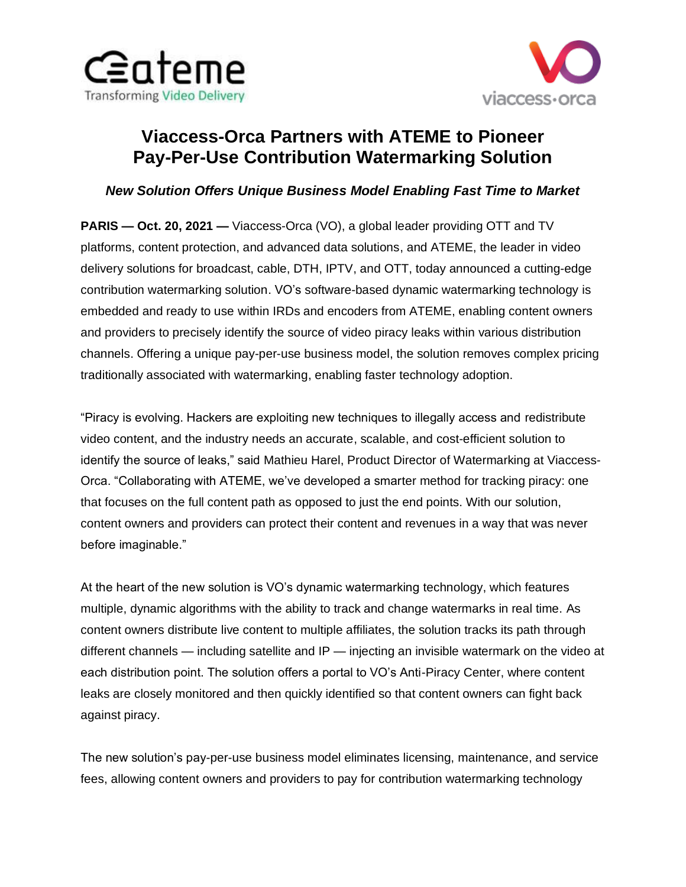# Viaccess-Orca Partners with ATEME to Pioneer Pay-Per-Use Contribution Watermarking Solution

***New Solution Offers Unique Business Model Enabling Fast Time to Market***

**PARIS — Oct. 20, 2021 —** Viaccess-Orca (VO), a global leader providing OTT and TV platforms, content protection, and advanced data solutions, and ATEME, the leader in video delivery solutions for broadcast, cable, DTH, IPTV, and OTT, today announced a cutting-edge contribution watermarking solution. VO's software-based dynamic watermarking technology is embedded and ready to use within IRDs and encoders from ATEME, enabling content owners and providers to precisely identify the source of video piracy leaks within various distribution channels. Offering a unique pay-per-use business model, the solution removes complex pricing traditionally associated with watermarking, enabling faster technology adoption.

"Piracy is evolving. Hackers are exploiting new techniques to illegally access and redistribute video content, and the industry needs an accurate, scalable, and cost-efficient solution to identify the source of leaks," said Mathieu Harel, Product Director of Watermarking at Viaccess-Orca. "Collaborating with ATEME, we've developed a smarter method for tracking piracy: one that focuses on the full content path as opposed to just the end points. With our solution, content owners and providers can protect their content and revenues in a way that was never before imaginable."

At the heart of the new solution is VO's dynamic watermarking technology, which features multiple, dynamic algorithms with the ability to track and change watermarks in real time. As content owners distribute live content to multiple affiliates, the solution tracks its path through different channels — including satellite and IP — injecting an invisible watermark on the video at each distribution point. The solution offers a portal to VO's Anti-Piracy Center, where content leaks are closely monitored and then quickly identified so that content owners can fight back against piracy.

The new solution's pay-per-use business model eliminates licensing, maintenance, and service fees, allowing content owners and providers to pay for contribution watermarking technology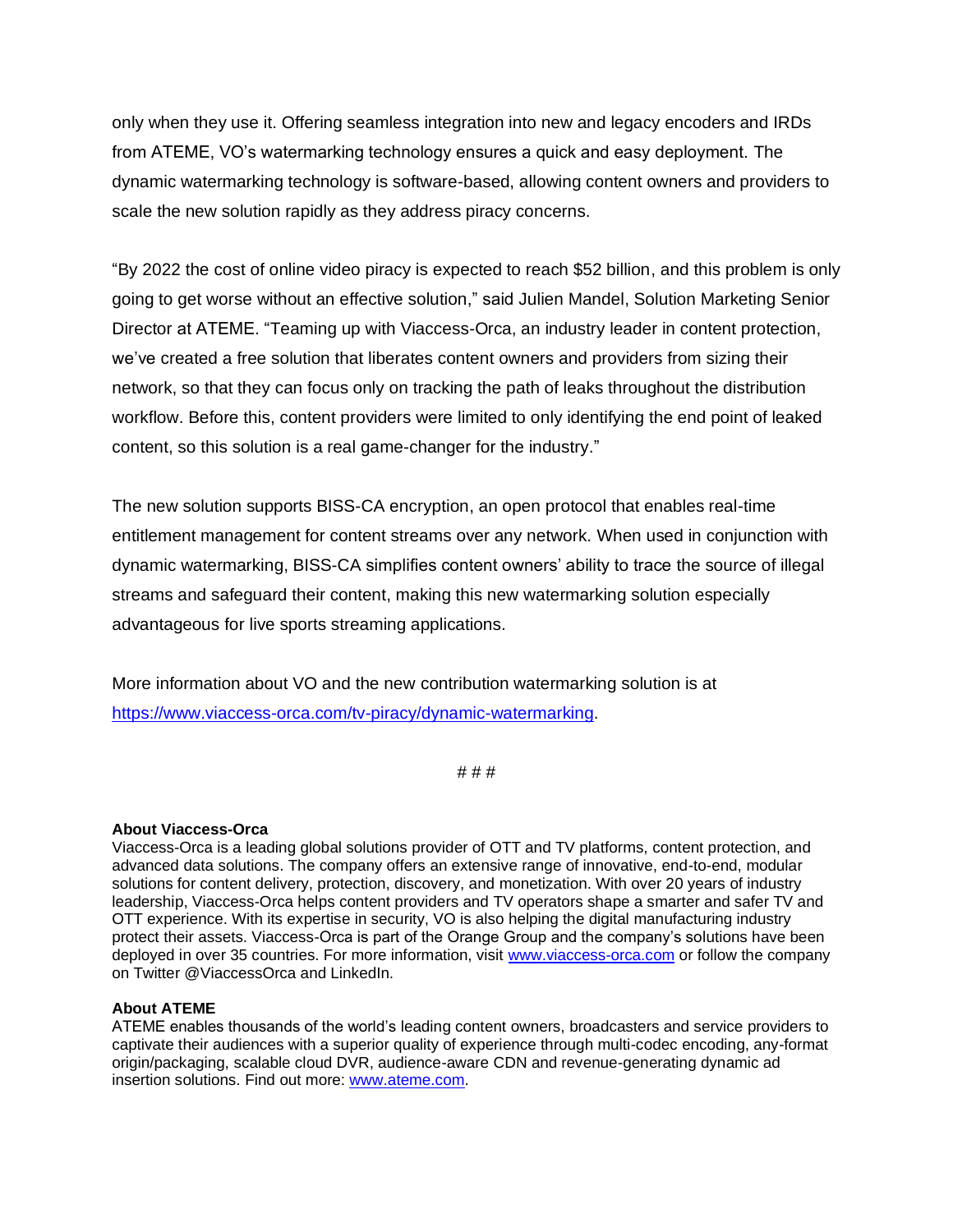only when they use it. Offering seamless integration into new and legacy encoders and IRDs from ATEME, VO's watermarking technology ensures a quick and easy deployment. The dynamic watermarking technology is software-based, allowing content owners and providers to scale the new solution rapidly as they address piracy concerns.

"By 2022 the cost of online video piracy is expected to reach $52 billion, and this problem is only going to get worse without an effective solution," said Julien Mandel, Solution Marketing Senior Director at ATEME. "Teaming up with Viaccess-Orca, an industry leader in content protection, we've created a free solution that liberates content owners and providers from sizing their network, so that they can focus only on tracking the path of leaks throughout the distribution workflow. Before this, content providers were limited to only identifying the end point of leaked content, so this solution is a real game-changer for the industry."

The new solution supports BISS-CA encryption, an open protocol that enables real-time entitlement management for content streams over any network. When used in conjunction with dynamic watermarking, BISS-CA simplifies content owners' ability to trace the source of illegal streams and safeguard their content, making this new watermarking solution especially advantageous for live sports streaming applications.

More information about VO and the new contribution watermarking solution is at [https://www.viaccess-orca.com/tv-piracy/dynamic-watermarking](https://www.viaccess-orca.com/tv-piracy/dynamic-watermarking).

# # #

**About Viaccess-Orca**
Viaccess-Orca is a leading global solutions provider of OTT and TV platforms, content protection, and advanced data solutions. The company offers an extensive range of innovative, end-to-end, modular solutions for content delivery, protection, discovery, and monetization. With over 20 years of industry leadership, Viaccess-Orca helps content providers and TV operators shape a smarter and safer TV and OTT experience. With its expertise in security, VO is also helping the digital manufacturing industry protect their assets. Viaccess-Orca is part of the Orange Group and the company's solutions have been deployed in over 35 countries. For more information, visit [www.viaccess-orca.com](http://www.viaccess-orca.com) or follow the company on Twitter @ViaccessOrca and LinkedIn.

**About ATEME**
ATEME enables thousands of the world's leading content owners, broadcasters and service providers to captivate their audiences with a superior quality of experience through multi-codec encoding, any-format origin/packaging, scalable cloud DVR, audience-aware CDN and revenue-generating dynamic ad insertion solutions. Find out more: [www.ateme.com](http://www.ateme.com).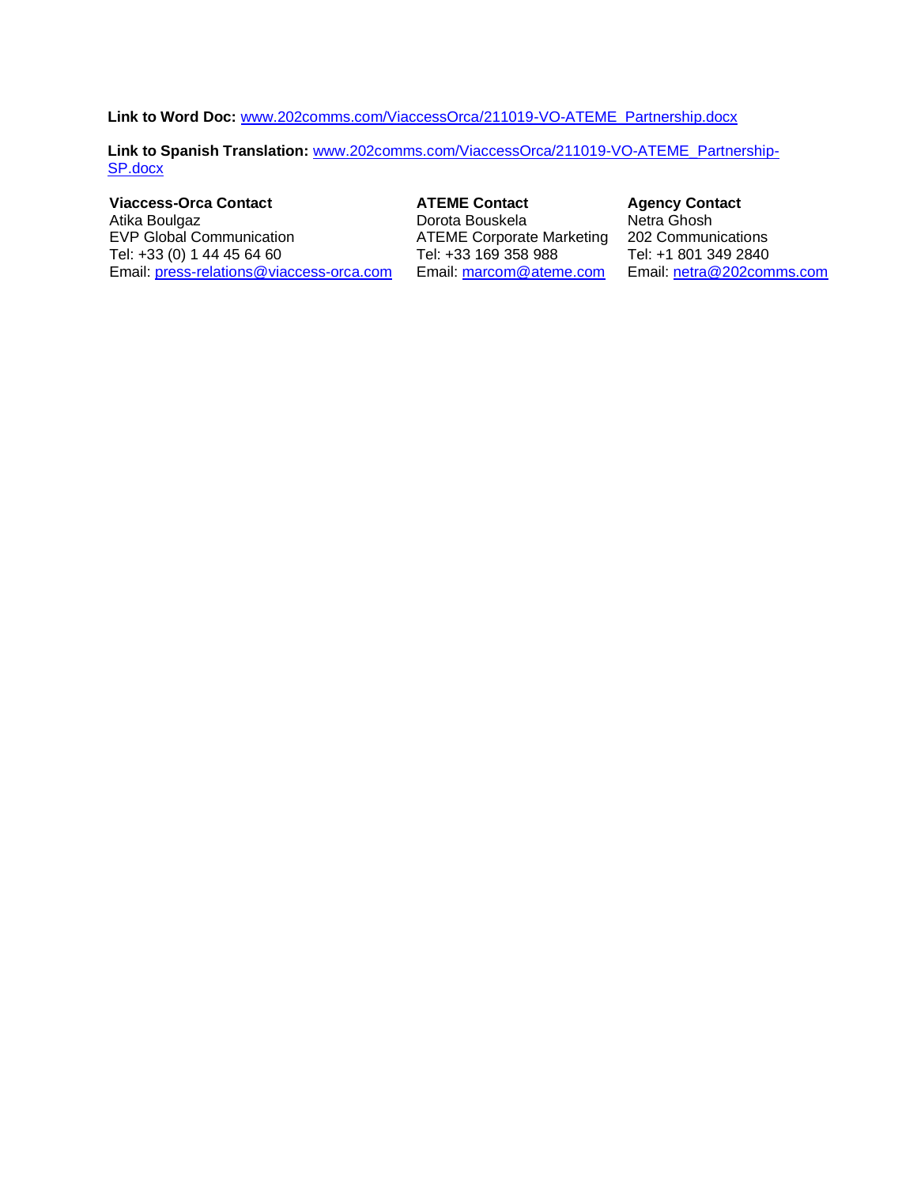**Link to Word Doc:** www.202comms.com/ViaccessOrca/211019-VO-ATEME_Partnership.docx

**Link to Spanish Translation:** www.202comms.com/ViaccessOrca/211019-VO-ATEME_Partnership-SP.docx

**Viaccess-Orca Contact**
Atika Boulgaz
EVP Global Communication
Tel: +33 (0) 1 44 45 64 60
Email: press-relations@viaccess-orca.com

**ATEME Contact**
Dorota Bouskela
ATEME Corporate Marketing
Tel: +33 169 358 988
Email: marcom@ateme.com

**Agency Contact**
Netra Ghosh
202 Communications
Tel: +1 801 349 2840
Email: netra@202comms.com